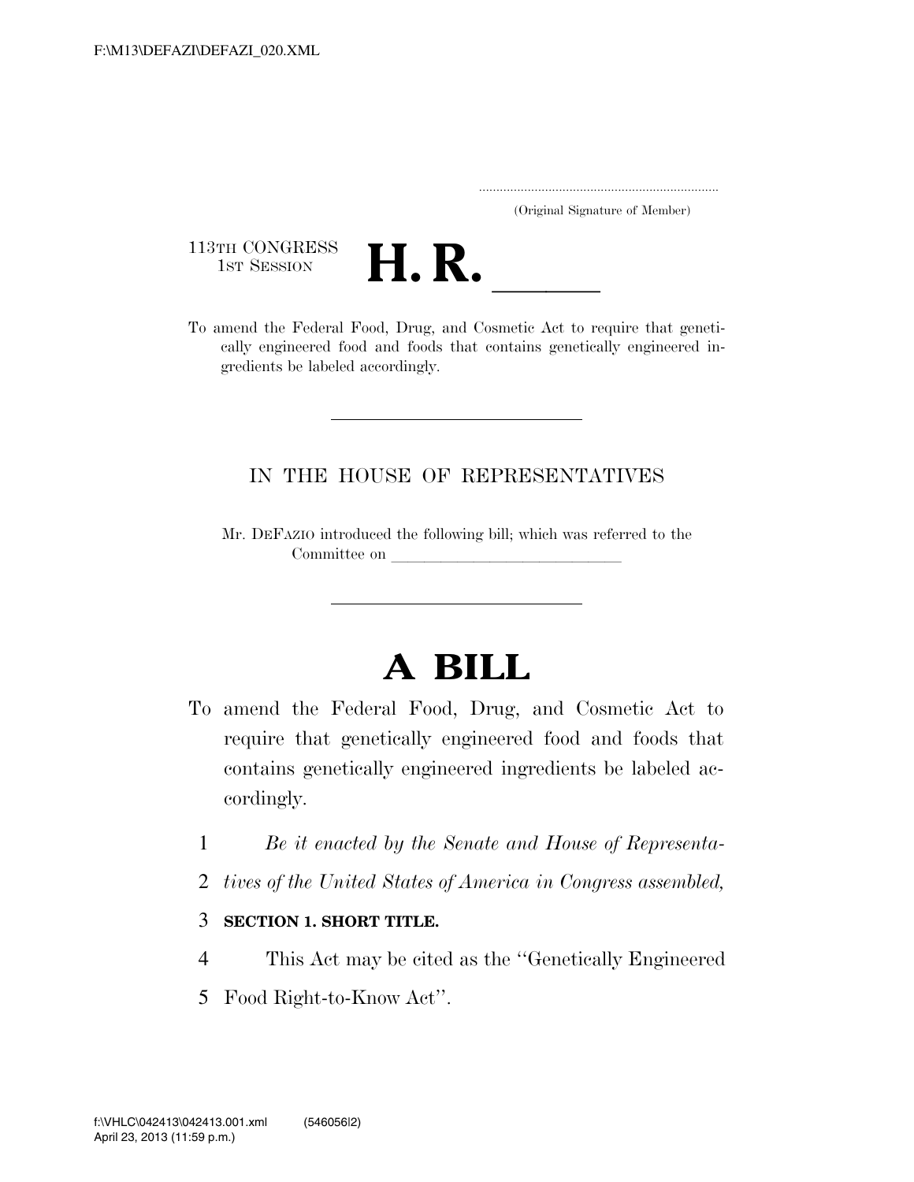F:\M13\DEFAZI\DEFAZI_020.XML

.....................................................................
(Original Signature of Member)

113TH CONGRESS
1ST SESSION

# H. R. ____

To amend the Federal Food, Drug, and Cosmetic Act to require that genetically engineered food and foods that contains genetically engineered ingredients be labeled accordingly.

---

IN THE HOUSE OF REPRESENTATIVES

Mr. DEFAZIO introduced the following bill; which was referred to the Committee on ______________________________

---

# A BILL

To amend the Federal Food, Drug, and Cosmetic Act to require that genetically engineered food and foods that contains genetically engineered ingredients be labeled accordingly.

1 *Be it enacted by the Senate and House of Representa-*
2 *tives of the United States of America in Congress assembled,*

3 **SECTION 1. SHORT TITLE.**

4 This Act may be cited as the ''Genetically Engineered
5 Food Right-to-Know Act''.

f:\VHLC\042413\042413.001.xml (546056|2)
April 23, 2013 (11:59 p.m.)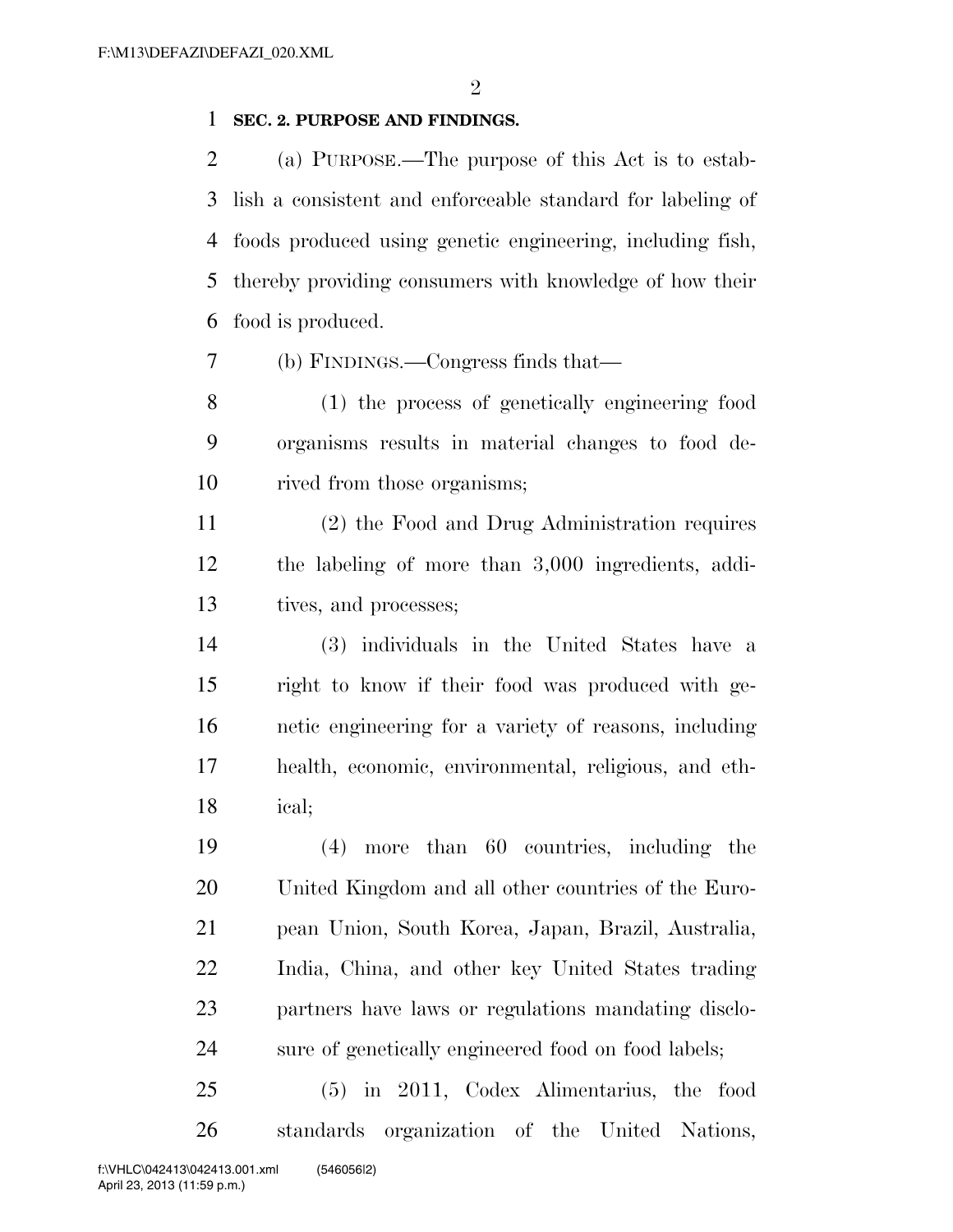**SEC. 2. PURPOSE AND FINDINGS.**

(a) PURPOSE.—The purpose of this Act is to establish a consistent and enforceable standard for labeling of foods produced using genetic engineering, including fish, thereby providing consumers with knowledge of how their food is produced.

(b) FINDINGS.—Congress finds that—

(1) the process of genetically engineering food organisms results in material changes to food derived from those organisms;

(2) the Food and Drug Administration requires the labeling of more than 3,000 ingredients, additives, and processes;

(3) individuals in the United States have a right to know if their food was produced with genetic engineering for a variety of reasons, including health, economic, environmental, religious, and ethical;

(4) more than 60 countries, including the United Kingdom and all other countries of the European Union, South Korea, Japan, Brazil, Australia, India, China, and other key United States trading partners have laws or regulations mandating disclosure of genetically engineered food on food labels;

(5) in 2011, Codex Alimentarius, the food standards organization of the United Nations,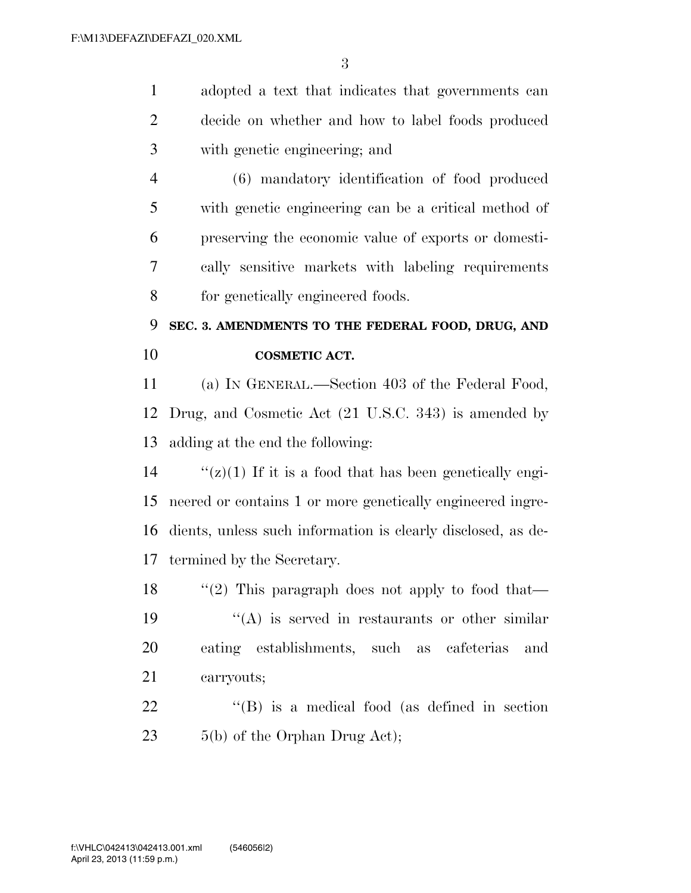adopted a text that indicates that governments can decide on whether and how to label foods produced with genetic engineering; and

(6) mandatory identification of food produced with genetic engineering can be a critical method of preserving the economic value of exports or domestically sensitive markets with labeling requirements for genetically engineered foods.

### SEC. 3. AMENDMENTS TO THE FEDERAL FOOD, DRUG, AND COSMETIC ACT.

(a) IN GENERAL.—Section 403 of the Federal Food, Drug, and Cosmetic Act (21 U.S.C. 343) is amended by adding at the end the following:

''(z)(1) If it is a food that has been genetically engineered or contains 1 or more genetically engineered ingredients, unless such information is clearly disclosed, as determined by the Secretary.

''(2) This paragraph does not apply to food that—

''(A) is served in restaurants or other similar eating establishments, such as cafeterias and carryouts;

''(B) is a medical food (as defined in section 5(b) of the Orphan Drug Act);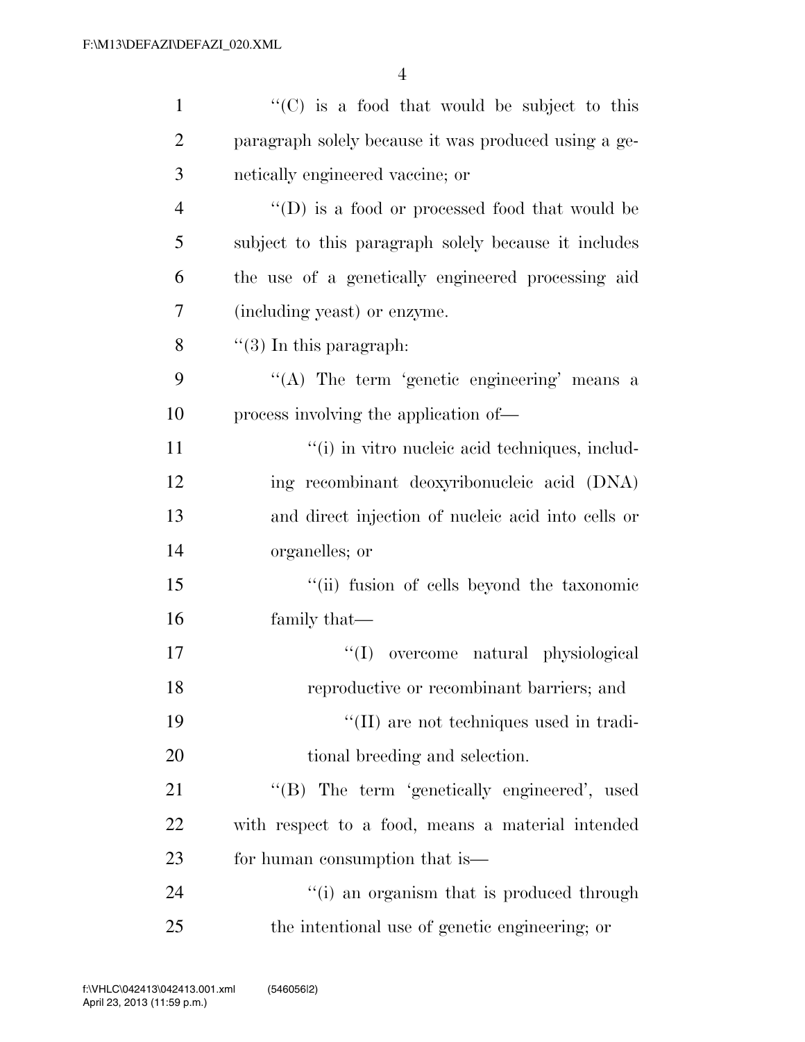''(C) is a food that would be subject to this paragraph solely because it was produced using a genetically engineered vaccine; or

''(D) is a food or processed food that would be subject to this paragraph solely because it includes the use of a genetically engineered processing aid (including yeast) or enzyme.

''(3) In this paragraph:

''(A) The term 'genetic engineering' means a process involving the application of—

''(i) in vitro nucleic acid techniques, including recombinant deoxyribonucleic acid (DNA) and direct injection of nucleic acid into cells or organelles; or

''(ii) fusion of cells beyond the taxonomic family that—

''(I) overcome natural physiological reproductive or recombinant barriers; and

''(II) are not techniques used in traditional breeding and selection.

''(B) The term 'genetically engineered', used with respect to a food, means a material intended for human consumption that is—

''(i) an organism that is produced through the intentional use of genetic engineering; or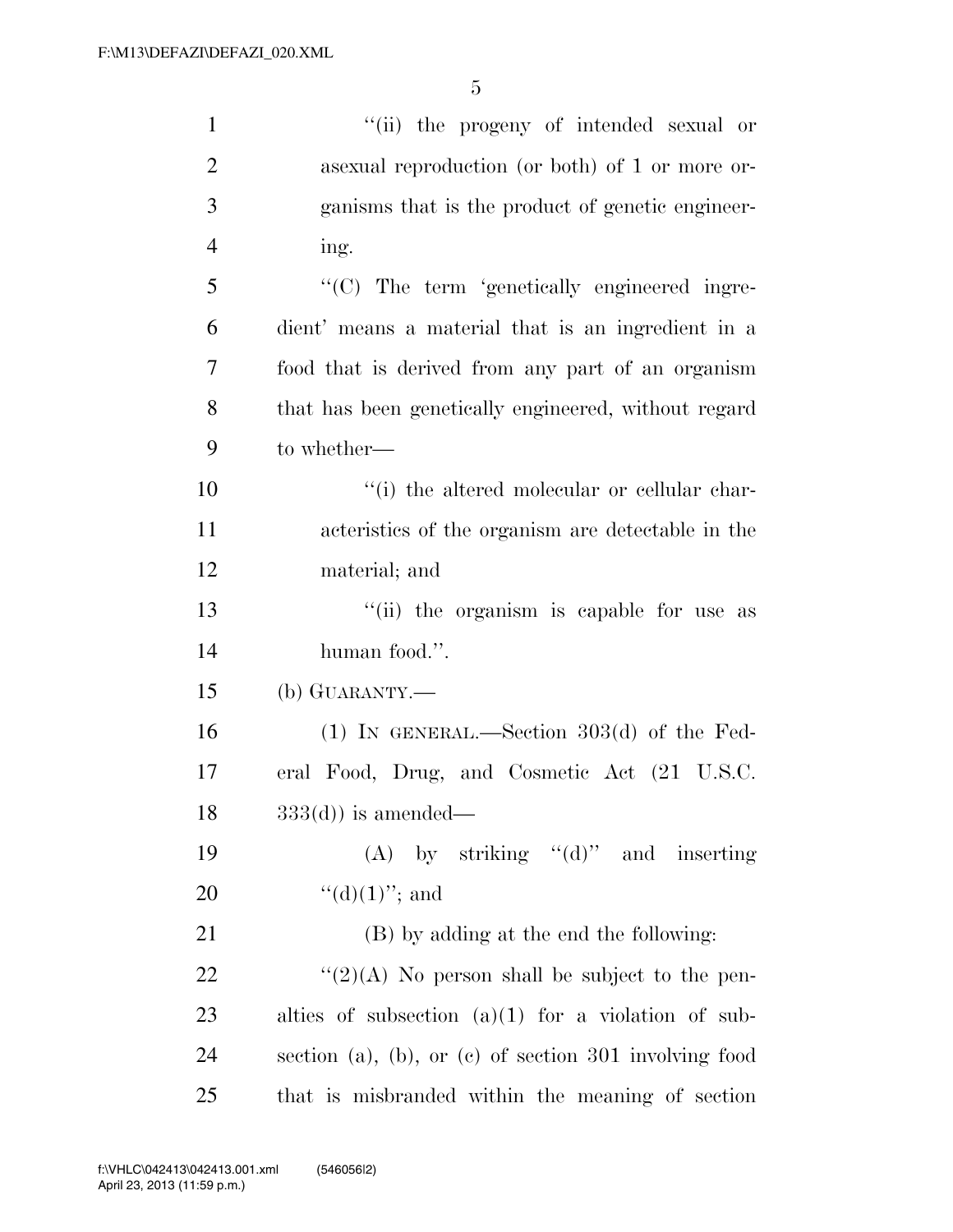''(ii) the progeny of intended sexual or asexual reproduction (or both) of 1 or more organisms that is the product of genetic engineering.

''(C) The term 'genetically engineered ingredient' means a material that is an ingredient in a food that is derived from any part of an organism that has been genetically engineered, without regard to whether—

''(i) the altered molecular or cellular characteristics of the organism are detectable in the material; and

''(ii) the organism is capable for use as human food.''.

(b) GUARANTY.—

(1) IN GENERAL.—Section 303(d) of the Federal Food, Drug, and Cosmetic Act (21 U.S.C. 333(d)) is amended—

(A) by striking ''(d)'' and inserting ''(d)(1)''; and

(B) by adding at the end the following:

''(2)(A) No person shall be subject to the penalties of subsection (a)(1) for a violation of subsection (a), (b), or (c) of section 301 involving food that is misbranded within the meaning of section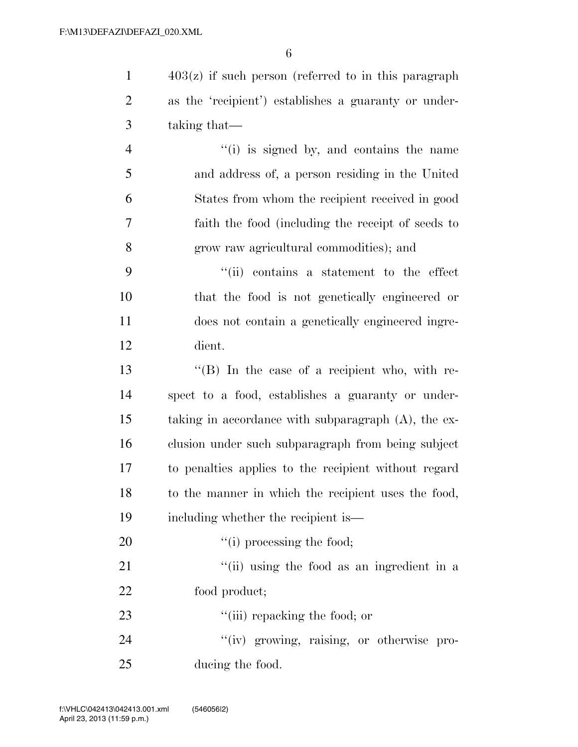403(z) if such person (referred to in this paragraph as the 'recipient') establishes a guaranty or undertaking that—

"(i) is signed by, and contains the name and address of, a person residing in the United States from whom the recipient received in good faith the food (including the receipt of seeds to grow raw agricultural commodities); and

"(ii) contains a statement to the effect that the food is not genetically engineered or does not contain a genetically engineered ingredient.

"(B) In the case of a recipient who, with respect to a food, establishes a guaranty or undertaking in accordance with subparagraph (A), the exclusion under such subparagraph from being subject to penalties applies to the recipient without regard to the manner in which the recipient uses the food, including whether the recipient is—

"(i) processing the food;

"(ii) using the food as an ingredient in a food product;

"(iii) repacking the food; or

"(iv) growing, raising, or otherwise producing the food.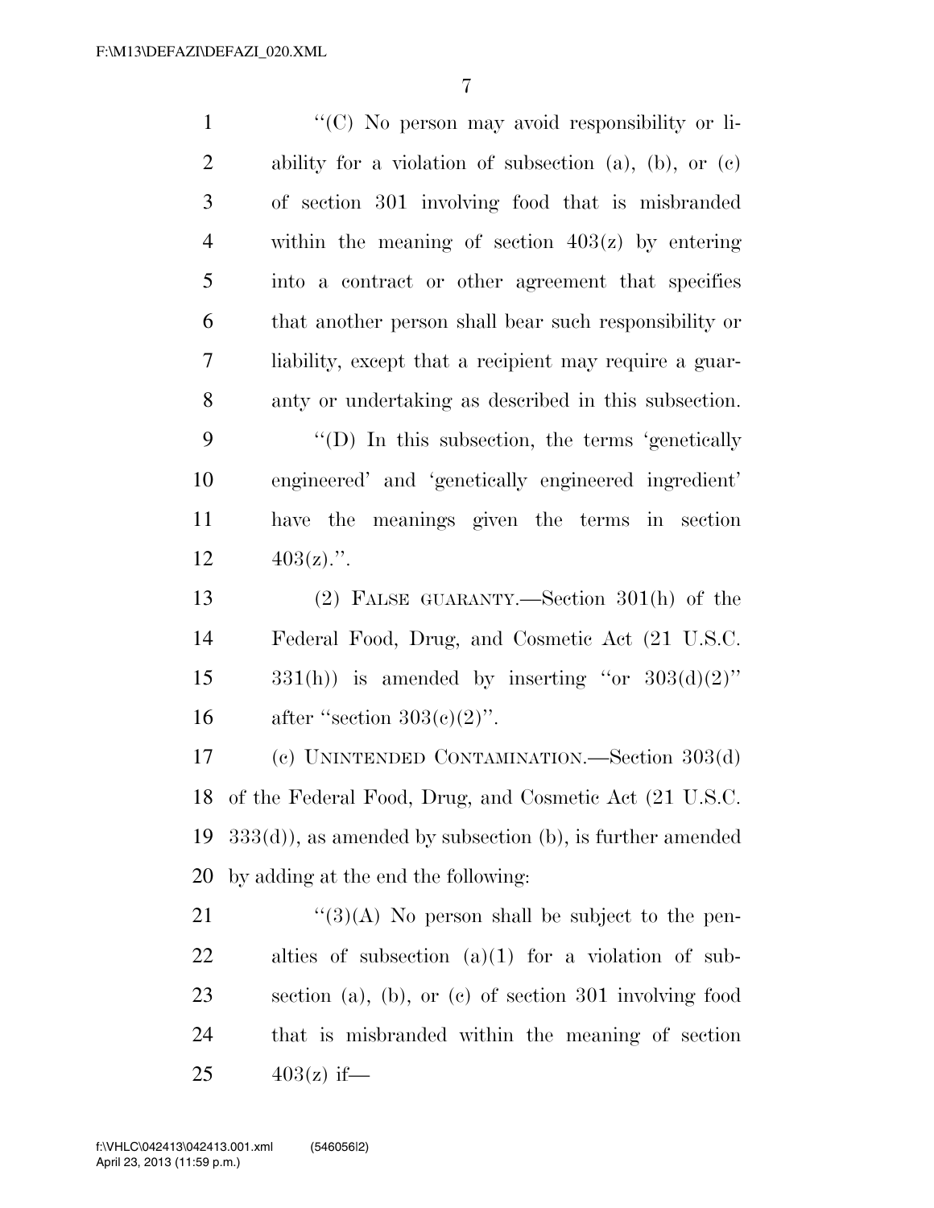''(C) No person may avoid responsibility or liability for a violation of subsection (a), (b), or (c) of section 301 involving food that is misbranded within the meaning of section 403(z) by entering into a contract or other agreement that specifies that another person shall bear such responsibility or liability, except that a recipient may require a guaranty or undertaking as described in this subsection.

''(D) In this subsection, the terms 'genetically engineered' and 'genetically engineered ingredient' have the meanings given the terms in section 403(z).''.

(2) FALSE GUARANTY.—Section 301(h) of the Federal Food, Drug, and Cosmetic Act (21 U.S.C. 331(h)) is amended by inserting ''or 303(d)(2)'' after ''section 303(c)(2)''.

(c) UNINTENDED CONTAMINATION.—Section 303(d) of the Federal Food, Drug, and Cosmetic Act (21 U.S.C. 333(d)), as amended by subsection (b), is further amended by adding at the end the following:

''(3)(A) No person shall be subject to the penalties of subsection (a)(1) for a violation of subsection (a), (b), or (c) of section 301 involving food that is misbranded within the meaning of section 403(z) if—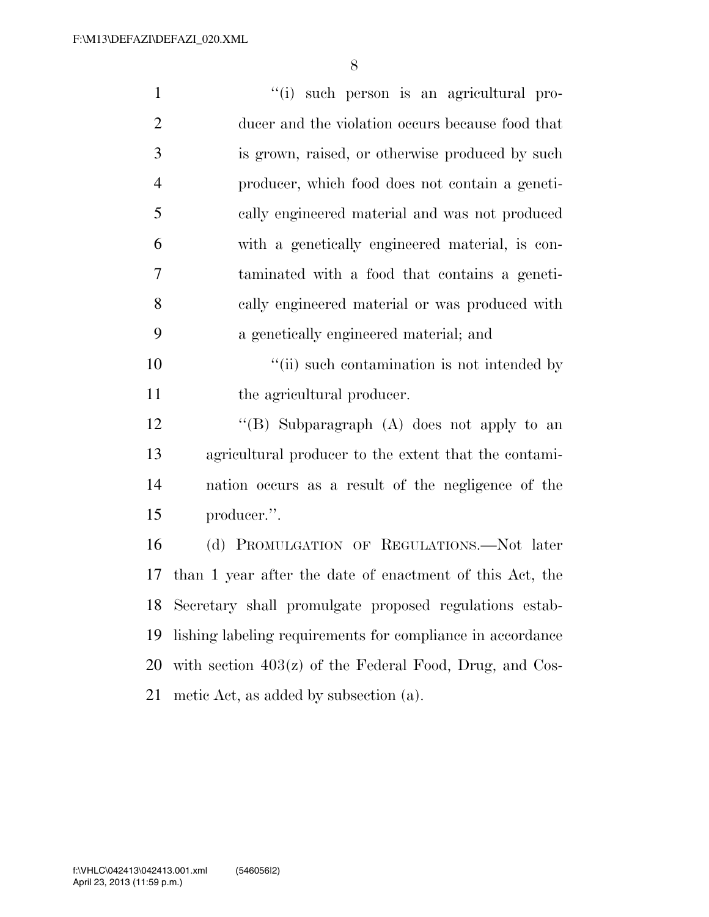"(i) such person is an agricultural producer and the violation occurs because food that is grown, raised, or otherwise produced by such producer, which food does not contain a genetically engineered material and was not produced with a genetically engineered material, is contaminated with a food that contains a genetically engineered material or was produced with a genetically engineered material; and

"(ii) such contamination is not intended by the agricultural producer.

"(B) Subparagraph (A) does not apply to an agricultural producer to the extent that the contamination occurs as a result of the negligence of the producer.".

(d) PROMULGATION OF REGULATIONS.—Not later than 1 year after the date of enactment of this Act, the Secretary shall promulgate proposed regulations establishing labeling requirements for compliance in accordance with section 403(z) of the Federal Food, Drug, and Cosmetic Act, as added by subsection (a).